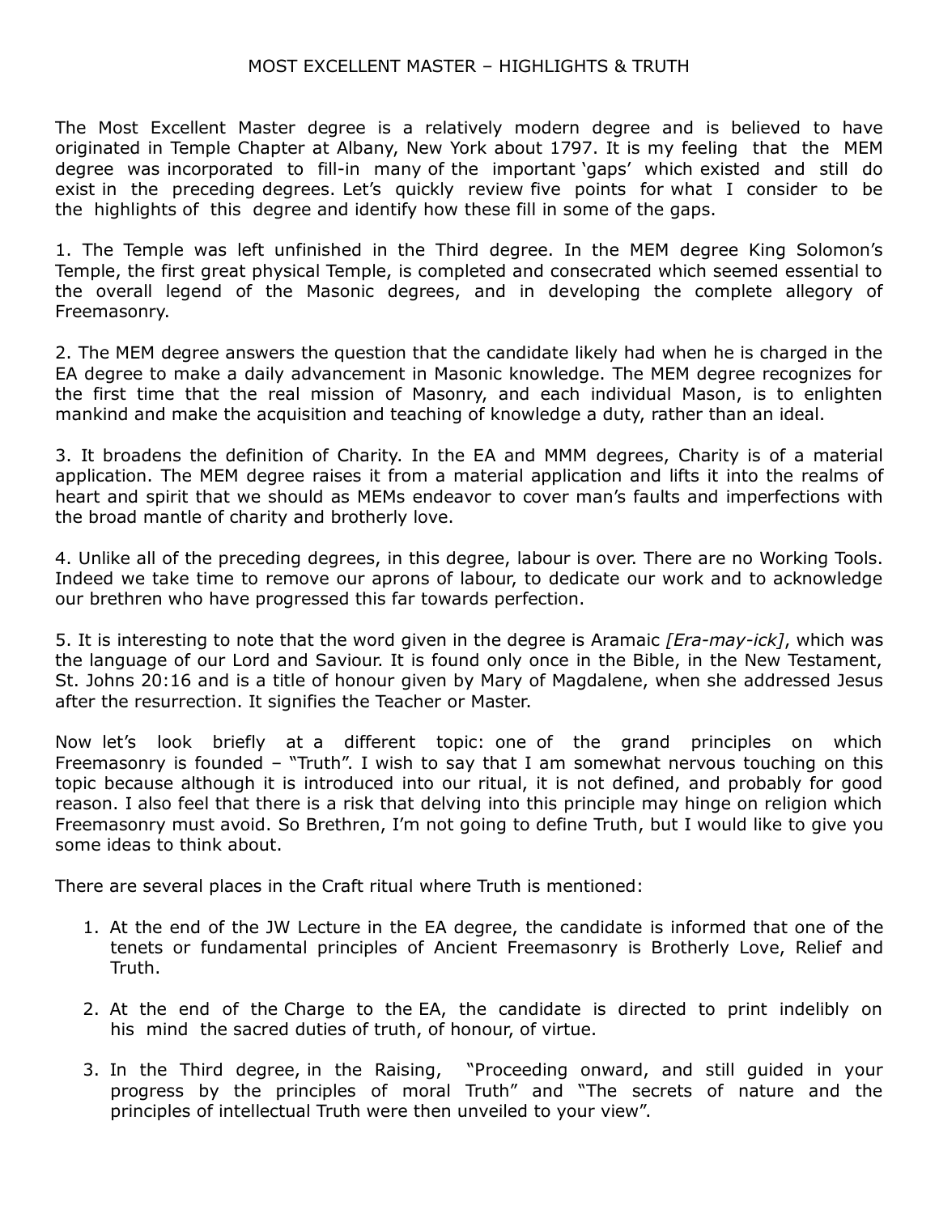# MOST EXCELLENT MASTER – HIGHLIGHTS & TRUTH

The Most Excellent Master degree is a relatively modern degree and is believed to have originated in Temple Chapter at Albany, New York about 1797. It is my feeling that the MEM degree was incorporated to fill-in many of the important 'gaps' which existed and still do exist in the preceding degrees. Let's quickly review five points for what I consider to be the highlights of this degree and identify how these fill in some of the gaps.

1. The Temple was left unfinished in the Third degree. In the MEM degree King Solomon's Temple, the first great physical Temple, is completed and consecrated which seemed essential to the overall legend of the Masonic degrees, and in developing the complete allegory of Freemasonry.

2. The MEM degree answers the question that the candidate likely had when he is charged in the EA degree to make a daily advancement in Masonic knowledge. The MEM degree recognizes for the first time that the real mission of Masonry, and each individual Mason, is to enlighten mankind and make the acquisition and teaching of knowledge a duty, rather than an ideal.

3. It broadens the definition of Charity. In the EA and MMM degrees, Charity is of a material application. The MEM degree raises it from a material application and lifts it into the realms of heart and spirit that we should as MEMs endeavor to cover man's faults and imperfections with the broad mantle of charity and brotherly love.

4. Unlike all of the preceding degrees, in this degree, labour is over. There are no Working Tools. Indeed we take time to remove our aprons of labour, to dedicate our work and to acknowledge our brethren who have progressed this far towards perfection.

5. It is interesting to note that the word given in the degree is Aramaic *[Era-may-ick]*, which was the language of our Lord and Saviour. It is found only once in the Bible, in the New Testament, St. Johns 20:16 and is a title of honour given by Mary of Magdalene, when she addressed Jesus after the resurrection. It signifies the Teacher or Master.

Now let's look briefly at a different topic: one of the grand principles on which Freemasonry is founded – "Truth". I wish to say that I am somewhat nervous touching on this topic because although it is introduced into our ritual, it is not defined, and probably for good reason. I also feel that there is a risk that delving into this principle may hinge on religion which Freemasonry must avoid. So Brethren, I'm not going to define Truth, but I would like to give you some ideas to think about.

There are several places in the Craft ritual where Truth is mentioned:

1. At the end of the JW Lecture in the EA degree, the candidate is informed that one of the tenets or fundamental principles of Ancient Freemasonry is Brotherly Love, Relief and Truth.

2. At the end of the Charge to the EA, the candidate is directed to print indelibly on his mind the sacred duties of truth, of honour, of virtue.

3. In the Third degree, in the Raising, "Proceeding onward, and still guided in your progress by the principles of moral Truth" and "The secrets of nature and the principles of intellectual Truth were then unveiled to your view".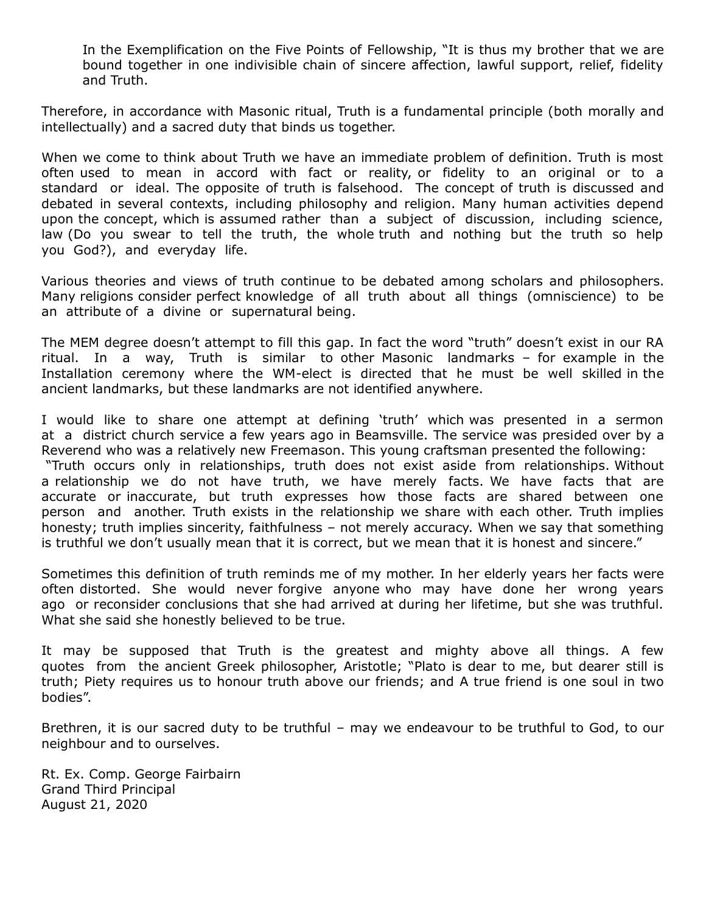In the Exemplification on the Five Points of Fellowship, "It is thus my brother that we are bound together in one indivisible chain of sincere affection, lawful support, relief, fidelity and Truth.

Therefore, in accordance with Masonic ritual, Truth is a fundamental principle (both morally and intellectually) and a sacred duty that binds us together.

When we come to think about Truth we have an immediate problem of definition. Truth is most often used to mean in accord with fact or reality, or fidelity to an original or to a standard or ideal. The opposite of truth is falsehood. The concept of truth is discussed and debated in several contexts, including philosophy and religion. Many human activities depend upon the concept, which is assumed rather than a subject of discussion, including science, law (Do you swear to tell the truth, the whole truth and nothing but the truth so help you God?), and everyday life.

Various theories and views of truth continue to be debated among scholars and philosophers. Many religions consider perfect knowledge of all truth about all things (omniscience) to be an attribute of a divine or supernatural being.

The MEM degree doesn't attempt to fill this gap. In fact the word "truth" doesn't exist in our RA ritual. In a way, Truth is similar to other Masonic landmarks – for example in the Installation ceremony where the WM-elect is directed that he must be well skilled in the ancient landmarks, but these landmarks are not identified anywhere.

I would like to share one attempt at defining 'truth' which was presented in a sermon at a district church service a few years ago in Beamsville. The service was presided over by a Reverend who was a relatively new Freemason. This young craftsman presented the following:
"Truth occurs only in relationships, truth does not exist aside from relationships. Without a relationship we do not have truth, we have merely facts. We have facts that are accurate or inaccurate, but truth expresses how those facts are shared between one person and another. Truth exists in the relationship we share with each other. Truth implies honesty; truth implies sincerity, faithfulness – not merely accuracy. When we say that something is truthful we don't usually mean that it is correct, but we mean that it is honest and sincere."

Sometimes this definition of truth reminds me of my mother. In her elderly years her facts were often distorted. She would never forgive anyone who may have done her wrong years ago or reconsider conclusions that she had arrived at during her lifetime, but she was truthful. What she said she honestly believed to be true.

It may be supposed that Truth is the greatest and mighty above all things. A few quotes from the ancient Greek philosopher, Aristotle; "Plato is dear to me, but dearer still is truth; Piety requires us to honour truth above our friends; and A true friend is one soul in two bodies".

Brethren, it is our sacred duty to be truthful – may we endeavour to be truthful to God, to our neighbour and to ourselves.

Rt. Ex. Comp. George Fairbairn
Grand Third Principal
August 21, 2020